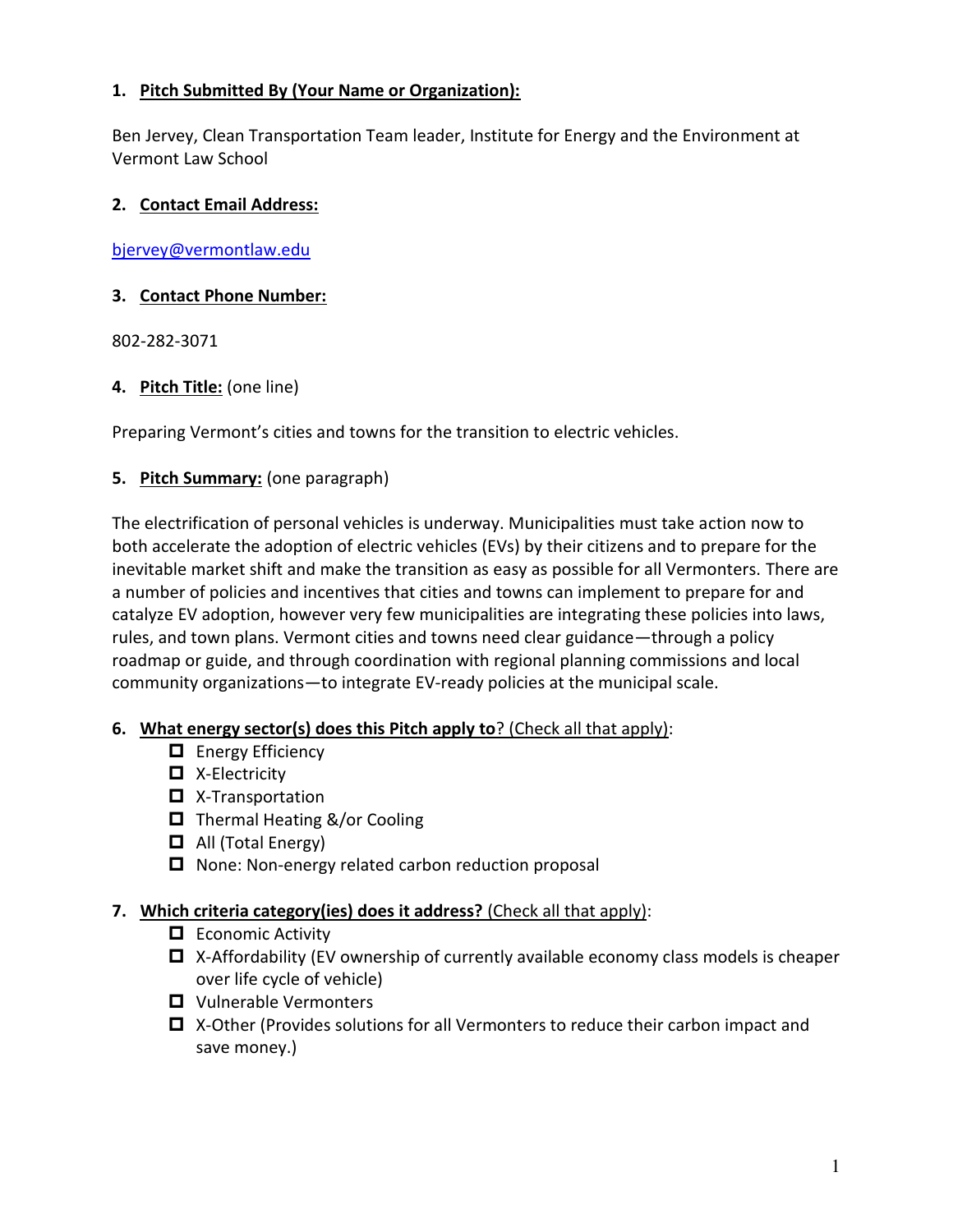1. **Pitch Submitted By (Your Name or Organization):**

Ben Jervey, Clean Transportation Team leader, Institute for Energy and the Environment at Vermont Law School

2. **Contact Email Address:**

bjervey@vermontlaw.edu

3. **Contact Phone Number:**

802-282-3071

4. **Pitch Title:** (one line)

Preparing Vermont's cities and towns for the transition to electric vehicles.

5. **Pitch Summary:** (one paragraph)

The electrification of personal vehicles is underway. Municipalities must take action now to both accelerate the adoption of electric vehicles (EVs) by their citizens and to prepare for the inevitable market shift and make the transition as easy as possible for all Vermonters. There are a number of policies and incentives that cities and towns can implement to prepare for and catalyze EV adoption, however very few municipalities are integrating these policies into laws, rules, and town plans. Vermont cities and towns need clear guidance—through a policy roadmap or guide, and through coordination with regional planning commissions and local community organizations—to integrate EV-ready policies at the municipal scale.

6. **What energy sector(s) does this Pitch apply to**? (Check all that apply):
   - ☐ Energy Efficiency
   - ☐ X-Electricity
   - ☐ X-Transportation
   - ☐ Thermal Heating &/or Cooling
   - ☐ All (Total Energy)
   - ☐ None: Non-energy related carbon reduction proposal

7. **Which criteria category(ies) does it address?** (Check all that apply):
   - ☐ Economic Activity
   - ☐ X-Affordability (EV ownership of currently available economy class models is cheaper over life cycle of vehicle)
   - ☐ Vulnerable Vermonters
   - ☐ X-Other (Provides solutions for all Vermonters to reduce their carbon impact and save money.)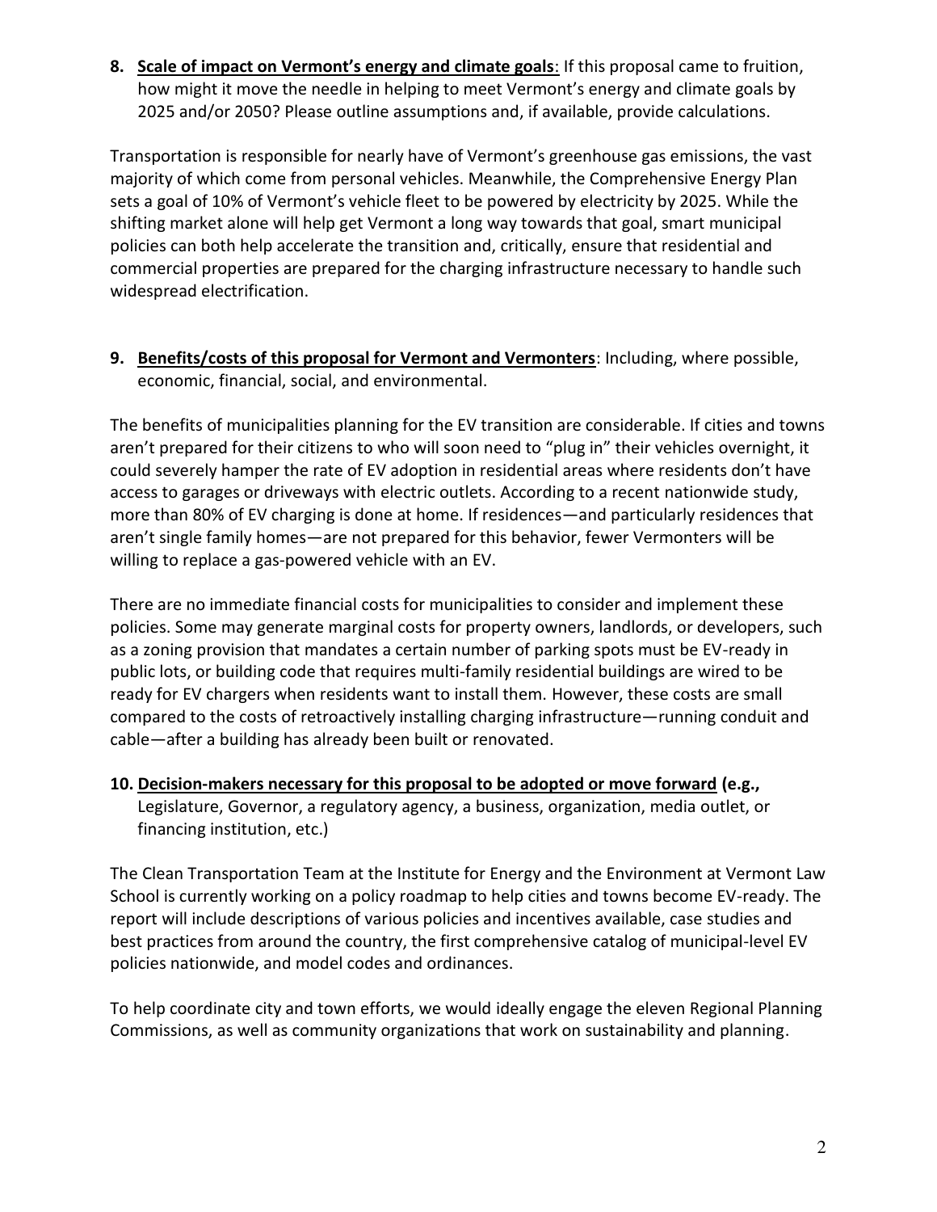8. **<u>Scale of impact on Vermont's energy and climate goals</u>**: If this proposal came to fruition, how might it move the needle in helping to meet Vermont's energy and climate goals by 2025 and/or 2050? Please outline assumptions and, if available, provide calculations.

Transportation is responsible for nearly have of Vermont's greenhouse gas emissions, the vast majority of which come from personal vehicles. Meanwhile, the Comprehensive Energy Plan sets a goal of 10% of Vermont's vehicle fleet to be powered by electricity by 2025. While the shifting market alone will help get Vermont a long way towards that goal, smart municipal policies can both help accelerate the transition and, critically, ensure that residential and commercial properties are prepared for the charging infrastructure necessary to handle such widespread electrification.

9. **<u>Benefits/costs of this proposal for Vermont and Vermonters</u>**: Including, where possible, economic, financial, social, and environmental.

The benefits of municipalities planning for the EV transition are considerable. If cities and towns aren't prepared for their citizens to who will soon need to "plug in" their vehicles overnight, it could severely hamper the rate of EV adoption in residential areas where residents don't have access to garages or driveways with electric outlets. According to a recent nationwide study, more than 80% of EV charging is done at home. If residences—and particularly residences that aren't single family homes—are not prepared for this behavior, fewer Vermonters will be willing to replace a gas-powered vehicle with an EV.

There are no immediate financial costs for municipalities to consider and implement these policies. Some may generate marginal costs for property owners, landlords, or developers, such as a zoning provision that mandates a certain number of parking spots must be EV-ready in public lots, or building code that requires multi-family residential buildings are wired to be ready for EV chargers when residents want to install them. However, these costs are small compared to the costs of retroactively installing charging infrastructure—running conduit and cable—after a building has already been built or renovated.

10. **<u>Decision-makers necessary for this proposal to be adopted or move forward</u> (e.g.,** Legislature, Governor, a regulatory agency, a business, organization, media outlet, or financing institution, etc.)

The Clean Transportation Team at the Institute for Energy and the Environment at Vermont Law School is currently working on a policy roadmap to help cities and towns become EV-ready. The report will include descriptions of various policies and incentives available, case studies and best practices from around the country, the first comprehensive catalog of municipal-level EV policies nationwide, and model codes and ordinances.

To help coordinate city and town efforts, we would ideally engage the eleven Regional Planning Commissions, as well as community organizations that work on sustainability and planning.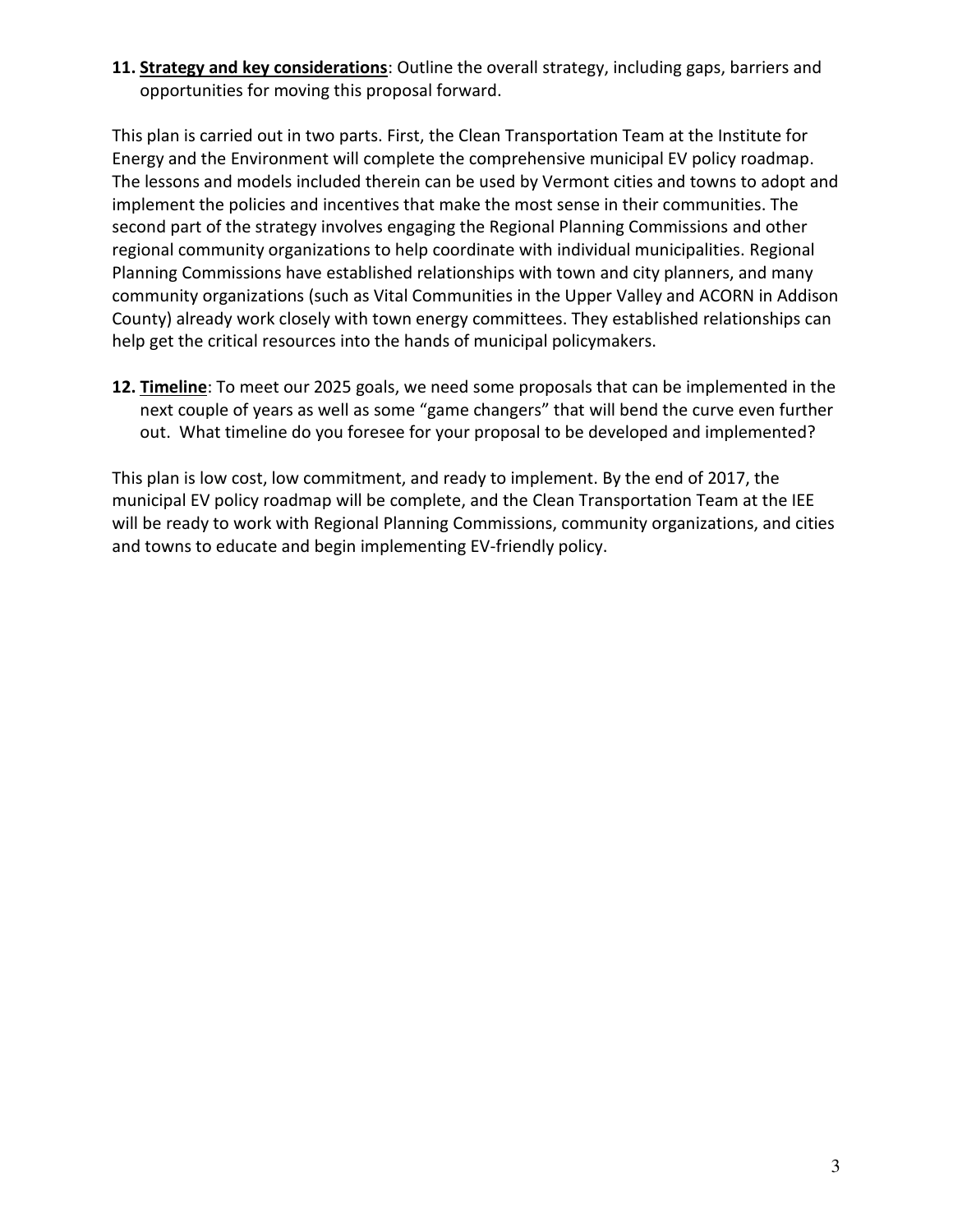11. **<u>Strategy and key considerations</u>**: Outline the overall strategy, including gaps, barriers and opportunities for moving this proposal forward.

This plan is carried out in two parts. First, the Clean Transportation Team at the Institute for Energy and the Environment will complete the comprehensive municipal EV policy roadmap. The lessons and models included therein can be used by Vermont cities and towns to adopt and implement the policies and incentives that make the most sense in their communities. The second part of the strategy involves engaging the Regional Planning Commissions and other regional community organizations to help coordinate with individual municipalities. Regional Planning Commissions have established relationships with town and city planners, and many community organizations (such as Vital Communities in the Upper Valley and ACORN in Addison County) already work closely with town energy committees. They established relationships can help get the critical resources into the hands of municipal policymakers.

12. **<u>Timeline</u>**: To meet our 2025 goals, we need some proposals that can be implemented in the next couple of years as well as some "game changers" that will bend the curve even further out. What timeline do you foresee for your proposal to be developed and implemented?

This plan is low cost, low commitment, and ready to implement. By the end of 2017, the municipal EV policy roadmap will be complete, and the Clean Transportation Team at the IEE will be ready to work with Regional Planning Commissions, community organizations, and cities and towns to educate and begin implementing EV-friendly policy.